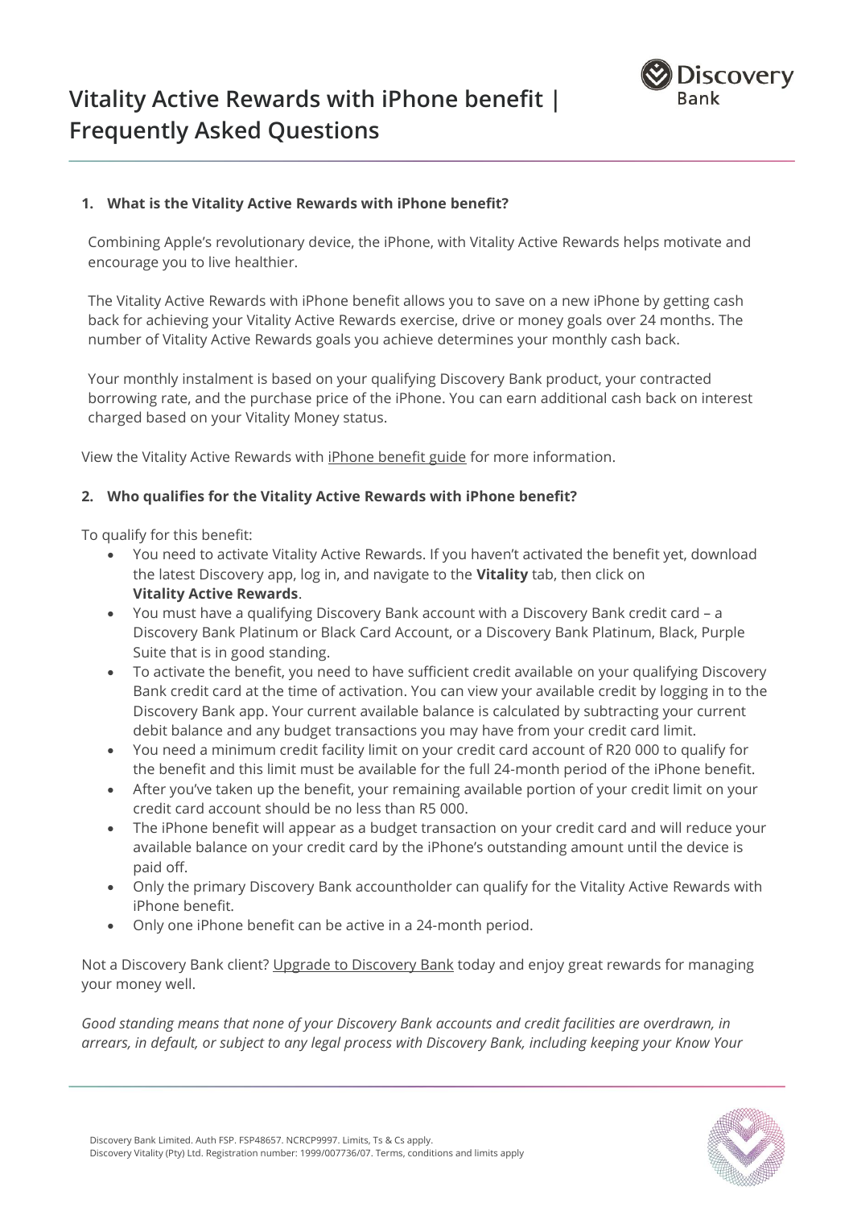# Vitality Active Rewards with iPhone benefit | Frequently Asked Questions

## 1. What is the Vitality Active Rewards with iPhone benefit?

Combining Apple's revolutionary device, the iPhone, with Vitality Active Rewards helps motivate and encourage you to live healthier.

The Vitality Active Rewards with iPhone benefit allows you to save on a new iPhone by getting cash back for achieving your Vitality Active Rewards exercise, drive or money goals over 24 months. The number of Vitality Active Rewards goals you achieve determines your monthly cash back.

Your monthly instalment is based on your qualifying Discovery Bank product, your contracted borrowing rate, and the purchase price of the iPhone. You can earn additional cash back on interest charged based on your Vitality Money status.

View the Vitality Active Rewards with iPhone benefit guide for more information.

## 2. Who qualifies for the Vitality Active Rewards with iPhone benefit?

To qualify for this benefit:

- You need to activate Vitality Active Rewards. If you haven't activated the benefit yet, download the latest Discovery app, log in, and navigate to the **Vitality** tab, then click on **Vitality Active Rewards**.
- You must have a qualifying Discovery Bank account with a Discovery Bank credit card – a Discovery Bank Platinum or Black Card Account, or a Discovery Bank Platinum, Black, Purple Suite that is in good standing.
- To activate the benefit, you need to have sufficient credit available on your qualifying Discovery Bank credit card at the time of activation. You can view your available credit by logging in to the Discovery Bank app. Your current available balance is calculated by subtracting your current debit balance and any budget transactions you may have from your credit card limit.
- You need a minimum credit facility limit on your credit card account of R20 000 to qualify for the benefit and this limit must be available for the full 24-month period of the iPhone benefit.
- After you've taken up the benefit, your remaining available portion of your credit limit on your credit card account should be no less than R5 000.
- The iPhone benefit will appear as a budget transaction on your credit card and will reduce your available balance on your credit card by the iPhone's outstanding amount until the device is paid off.
- Only the primary Discovery Bank accountholder can qualify for the Vitality Active Rewards with iPhone benefit.
- Only one iPhone benefit can be active in a 24-month period.

Not a Discovery Bank client? Upgrade to Discovery Bank today and enjoy great rewards for managing your money well.

*Good standing means that none of your Discovery Bank accounts and credit facilities are overdrawn, in arrears, in default, or subject to any legal process with Discovery Bank, including keeping your Know Your*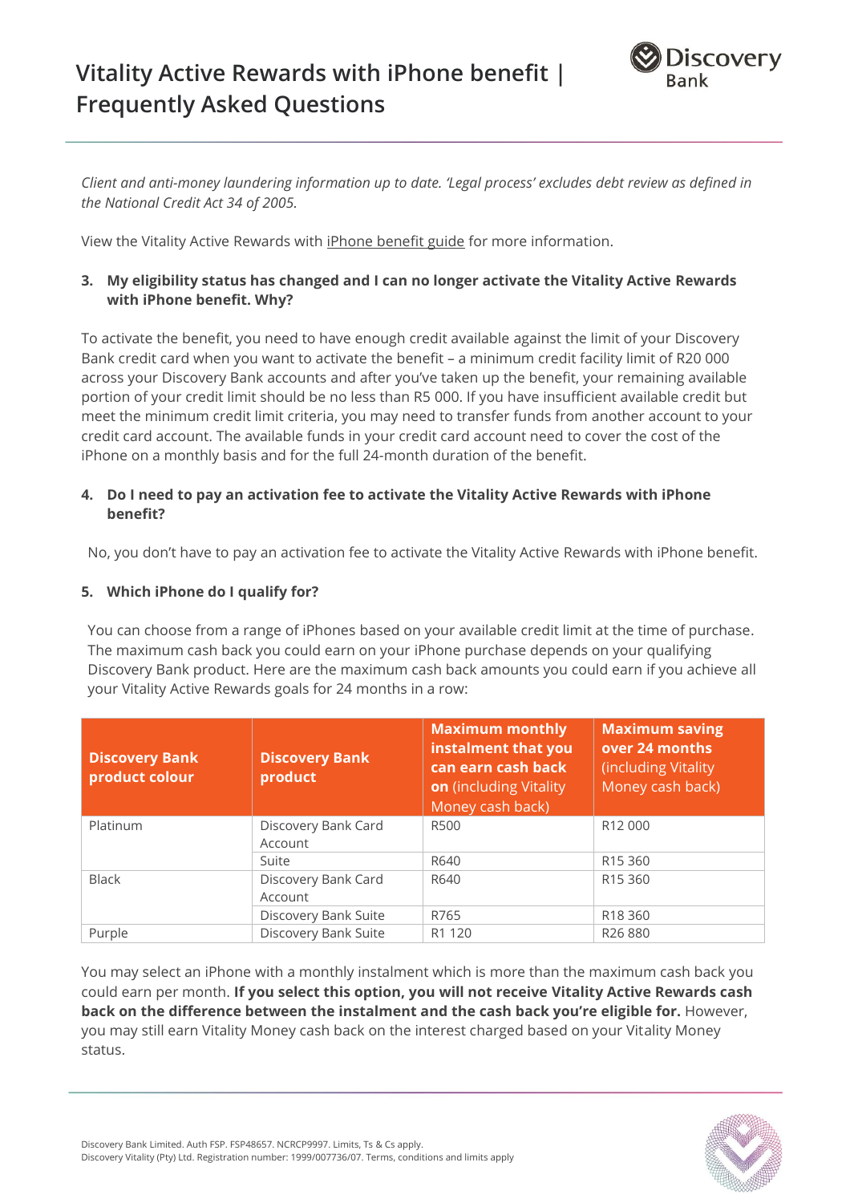*Client and anti-money laundering information up to date. 'Legal process' excludes debt review as defined in the National Credit Act 34 of 2005.*

View the Vitality Active Rewards with iPhone benefit guide for more information.

**3. My eligibility status has changed and I can no longer activate the Vitality Active Rewards with iPhone benefit. Why?**

To activate the benefit, you need to have enough credit available against the limit of your Discovery Bank credit card when you want to activate the benefit – a minimum credit facility limit of R20 000 across your Discovery Bank accounts and after you've taken up the benefit, your remaining available portion of your credit limit should be no less than R5 000. If you have insufficient available credit but meet the minimum credit limit criteria, you may need to transfer funds from another account to your credit card account. The available funds in your credit card account need to cover the cost of the iPhone on a monthly basis and for the full 24-month duration of the benefit.

**4. Do I need to pay an activation fee to activate the Vitality Active Rewards with iPhone benefit?**

No, you don't have to pay an activation fee to activate the Vitality Active Rewards with iPhone benefit.

**5. Which iPhone do I qualify for?**

You can choose from a range of iPhones based on your available credit limit at the time of purchase. The maximum cash back you could earn on your iPhone purchase depends on your qualifying Discovery Bank product. Here are the maximum cash back amounts you could earn if you achieve all your Vitality Active Rewards goals for 24 months in a row:

| **Discovery Bank product colour** | **Discovery Bank product** | **Maximum monthly instalment that you can earn cash back on** (including Vitality Money cash back) | **Maximum saving over 24 months** (including Vitality Money cash back) |
|---|---|---|---|
| Platinum | Discovery Bank Card Account | R500 | R12 000 |
| | Suite | R640 | R15 360 |
| Black | Discovery Bank Card Account | R640 | R15 360 |
| | Discovery Bank Suite | R765 | R18 360 |
| Purple | Discovery Bank Suite | R1 120 | R26 880 |

You may select an iPhone with a monthly instalment which is more than the maximum cash back you could earn per month. **If you select this option, you will not receive Vitality Active Rewards cash back on the difference between the instalment and the cash back you're eligible for.** However, you may still earn Vitality Money cash back on the interest charged based on your Vitality Money status.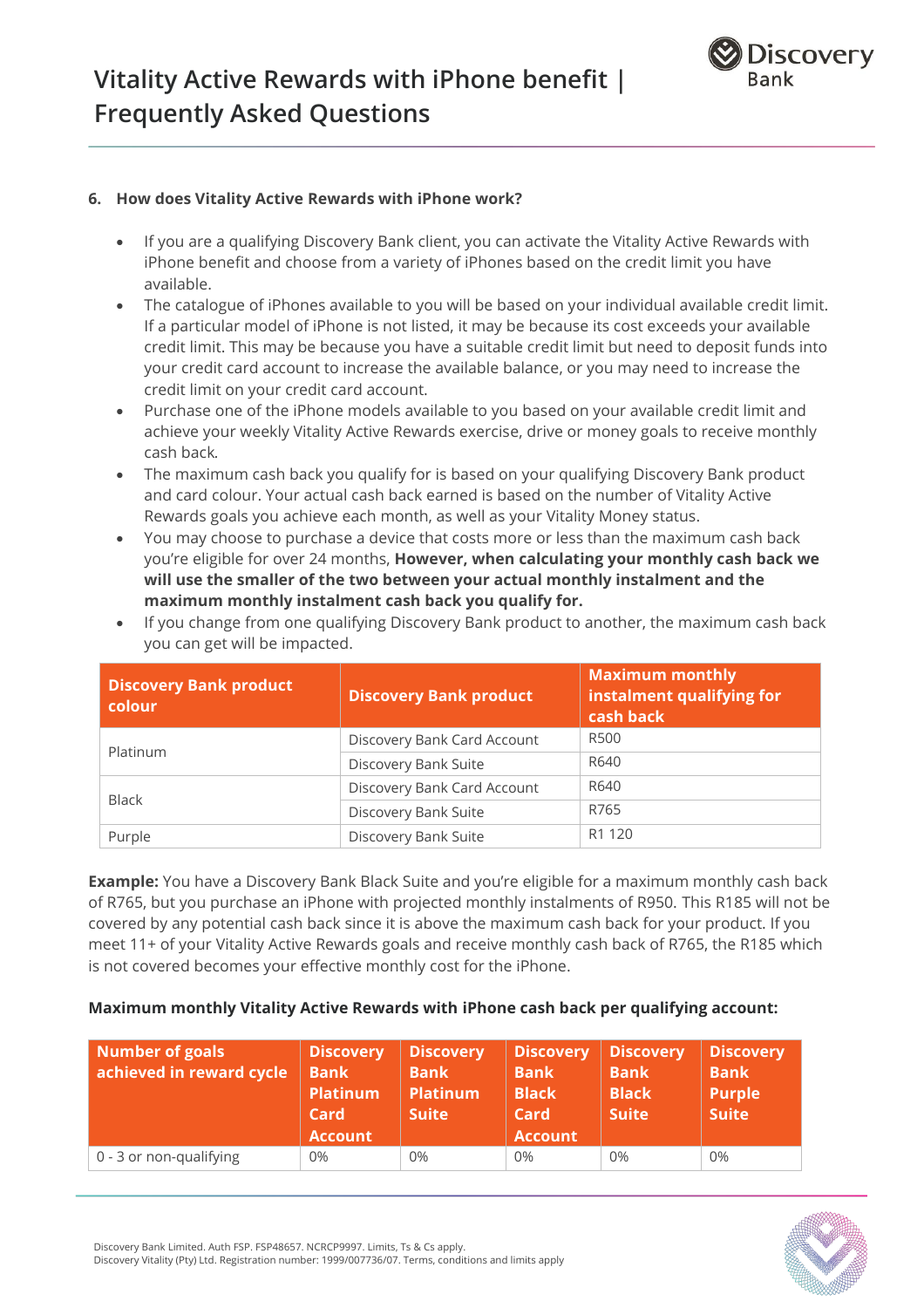### 6. How does Vitality Active Rewards with iPhone work?

- If you are a qualifying Discovery Bank client, you can activate the Vitality Active Rewards with iPhone benefit and choose from a variety of iPhones based on the credit limit you have available.
- The catalogue of iPhones available to you will be based on your individual available credit limit. If a particular model of iPhone is not listed, it may be because its cost exceeds your available credit limit. This may be because you have a suitable credit limit but need to deposit funds into your credit card account to increase the available balance, or you may need to increase the credit limit on your credit card account.
- Purchase one of the iPhone models available to you based on your available credit limit and achieve your weekly Vitality Active Rewards exercise, drive or money goals to receive monthly cash back.
- The maximum cash back you qualify for is based on your qualifying Discovery Bank product and card colour. Your actual cash back earned is based on the number of Vitality Active Rewards goals you achieve each month, as well as your Vitality Money status.
- You may choose to purchase a device that costs more or less than the maximum cash back you're eligible for over 24 months, **However, when calculating your monthly cash back we will use the smaller of the two between your actual monthly instalment and the maximum monthly instalment cash back you qualify for.**
- If you change from one qualifying Discovery Bank product to another, the maximum cash back you can get will be impacted.

| Discovery Bank product colour | Discovery Bank product | Maximum monthly instalment qualifying for cash back |
|---|---|---|
| Platinum | Discovery Bank Card Account | R500 |
| | Discovery Bank Suite | R640 |
| Black | Discovery Bank Card Account | R640 |
| | Discovery Bank Suite | R765 |
| Purple | Discovery Bank Suite | R1 120 |

**Example:** You have a Discovery Bank Black Suite and you're eligible for a maximum monthly cash back of R765, but you purchase an iPhone with projected monthly instalments of R950. This R185 will not be covered by any potential cash back since it is above the maximum cash back for your product. If you meet 11+ of your Vitality Active Rewards goals and receive monthly cash back of R765, the R185 which is not covered becomes your effective monthly cost for the iPhone.

**Maximum monthly Vitality Active Rewards with iPhone cash back per qualifying account:**

| Number of goals achieved in reward cycle | Discovery Bank Platinum Card Account | Discovery Bank Platinum Suite | Discovery Bank Black Card Account | Discovery Bank Black Suite | Discovery Bank Purple Suite |
|---|---|---|---|---|---|
| 0 - 3 or non-qualifying | 0% | 0% | 0% | 0% | 0% |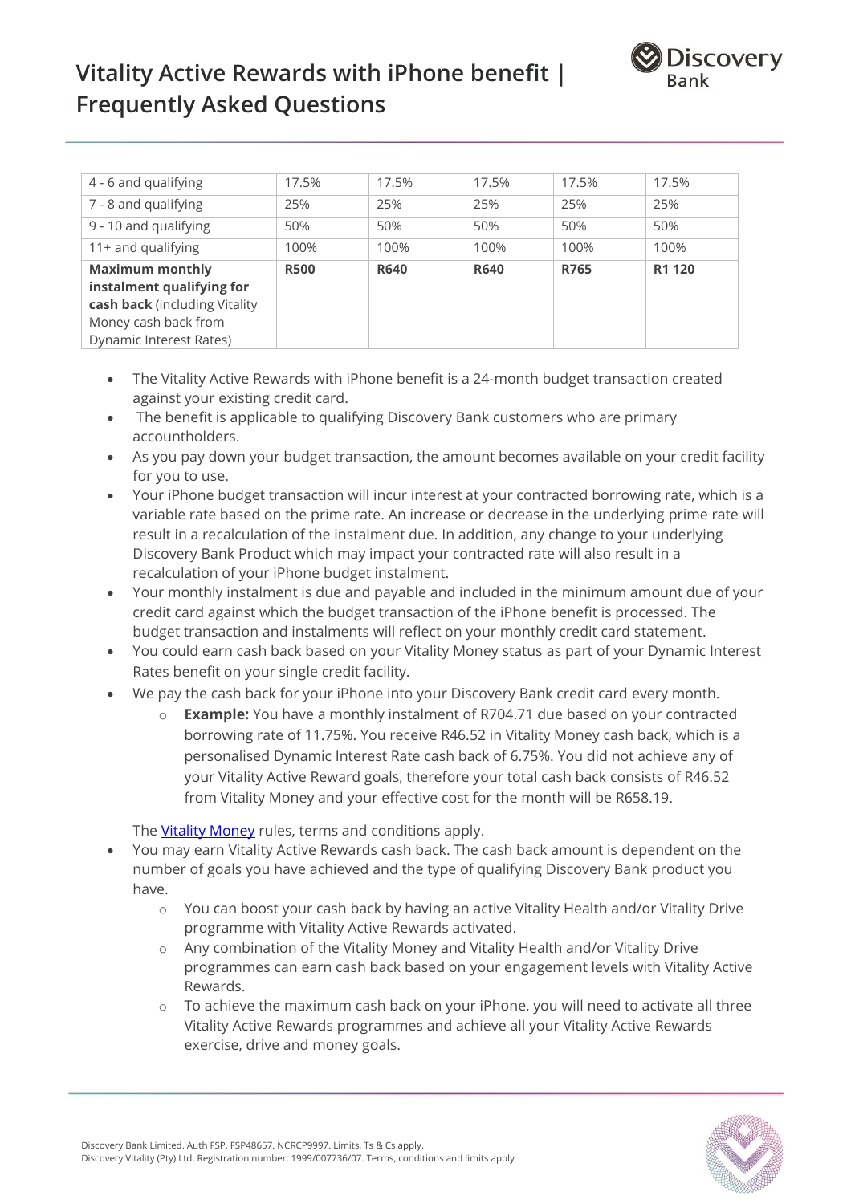| 4 - 6 and qualifying | 17.5% | 17.5% | 17.5% | 17.5% | 17.5% |
|---|---|---|---|---|---|
| 7 - 8 and qualifying | 25% | 25% | 25% | 25% | 25% |
| 9 - 10 and qualifying | 50% | 50% | 50% | 50% | 50% |
| 11+ and qualifying | 100% | 100% | 100% | 100% | 100% |
| **Maximum monthly instalment qualifying for cash back** (including Vitality Money cash back from Dynamic Interest Rates) | **R500** | **R640** | **R640** | **R765** | **R1 120** |

- The Vitality Active Rewards with iPhone benefit is a 24-month budget transaction created against your existing credit card.
- The benefit is applicable to qualifying Discovery Bank customers who are primary accountholders.
- As you pay down your budget transaction, the amount becomes available on your credit facility for you to use.
- Your iPhone budget transaction will incur interest at your contracted borrowing rate, which is a variable rate based on the prime rate. An increase or decrease in the underlying prime rate will result in a recalculation of the instalment due. In addition, any change to your underlying Discovery Bank Product which may impact your contracted rate will also result in a recalculation of your iPhone budget instalment.
- Your monthly instalment is due and payable and included in the minimum amount due of your credit card against which the budget transaction of the iPhone benefit is processed. The budget transaction and instalments will reflect on your monthly credit card statement.
- You could earn cash back based on your Vitality Money status as part of your Dynamic Interest Rates benefit on your single credit facility.
- We pay the cash back for your iPhone into your Discovery Bank credit card every month.
  - **Example:** You have a monthly instalment of R704.71 due based on your contracted borrowing rate of 11.75%. You receive R46.52 in Vitality Money cash back, which is a personalised Dynamic Interest Rate cash back of 6.75%. You did not achieve any of your Vitality Active Reward goals, therefore your total cash back consists of R46.52 from Vitality Money and your effective cost for the month will be R658.19.

  The Vitality Money rules, terms and conditions apply.
- You may earn Vitality Active Rewards cash back. The cash back amount is dependent on the number of goals you have achieved and the type of qualifying Discovery Bank product you have.
  - You can boost your cash back by having an active Vitality Health and/or Vitality Drive programme with Vitality Active Rewards activated.
  - Any combination of the Vitality Money and Vitality Health and/or Vitality Drive programmes can earn cash back based on your engagement levels with Vitality Active Rewards.
  - To achieve the maximum cash back on your iPhone, you will need to activate all three Vitality Active Rewards programmes and achieve all your Vitality Active Rewards exercise, drive and money goals.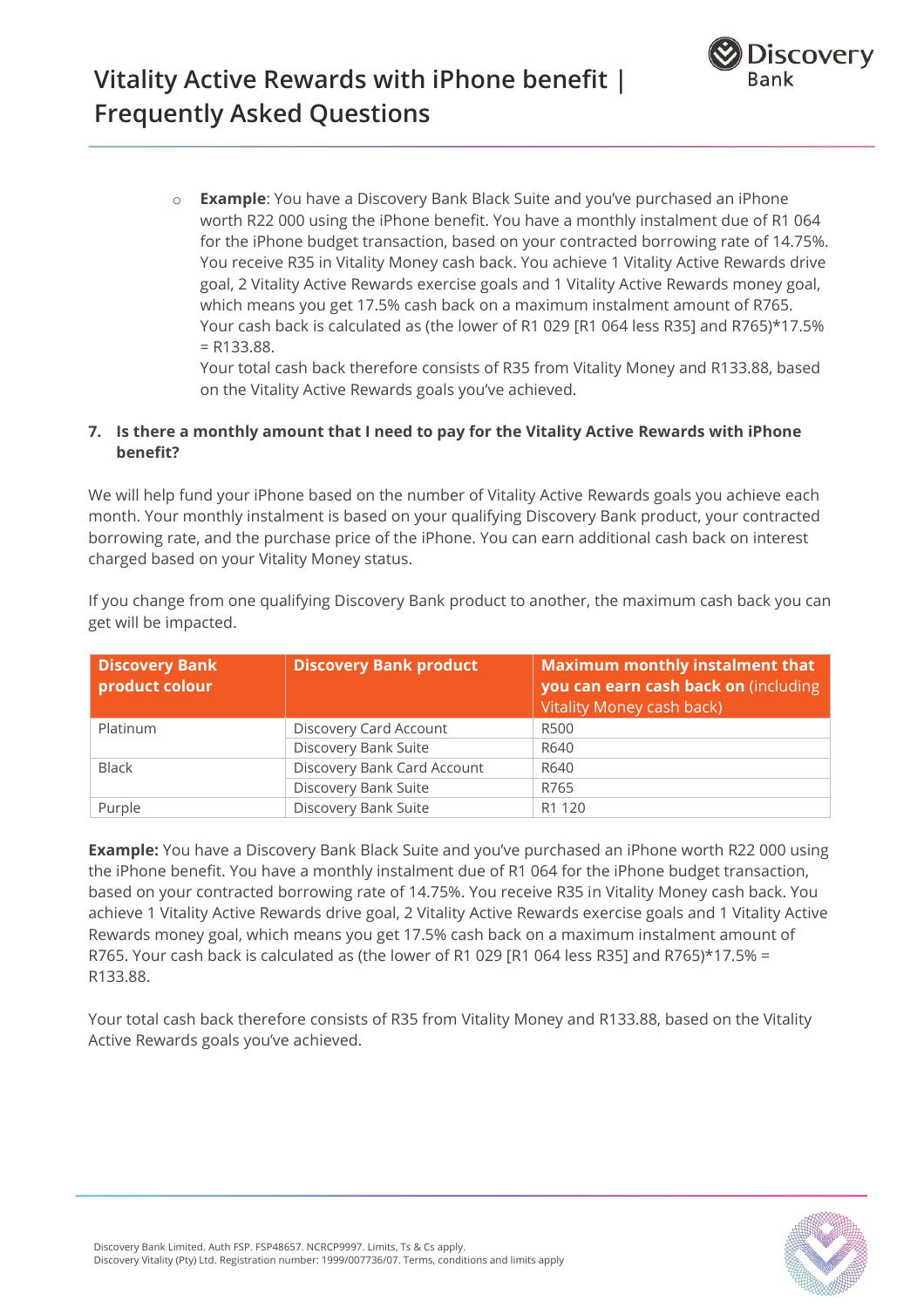- **Example**: You have a Discovery Bank Black Suite and you've purchased an iPhone worth R22 000 using the iPhone benefit. You have a monthly instalment due of R1 064 for the iPhone budget transaction, based on your contracted borrowing rate of 14.75%. You receive R35 in Vitality Money cash back. You achieve 1 Vitality Active Rewards drive goal, 2 Vitality Active Rewards exercise goals and 1 Vitality Active Rewards money goal, which means you get 17.5% cash back on a maximum instalment amount of R765. Your cash back is calculated as (the lower of R1 029 [R1 064 less R35] and R765)*17.5% = R133.88.

  Your total cash back therefore consists of R35 from Vitality Money and R133.88, based on the Vitality Active Rewards goals you've achieved.

**7. Is there a monthly amount that I need to pay for the Vitality Active Rewards with iPhone benefit?**

We will help fund your iPhone based on the number of Vitality Active Rewards goals you achieve each month. Your monthly instalment is based on your qualifying Discovery Bank product, your contracted borrowing rate, and the purchase price of the iPhone. You can earn additional cash back on interest charged based on your Vitality Money status.

If you change from one qualifying Discovery Bank product to another, the maximum cash back you can get will be impacted.

| Discovery Bank product colour | Discovery Bank product | Maximum monthly instalment that you can earn cash back on (including Vitality Money cash back) |
|---|---|---|
| Platinum | Discovery Card Account | R500 |
| | Discovery Bank Suite | R640 |
| Black | Discovery Bank Card Account | R640 |
| | Discovery Bank Suite | R765 |
| Purple | Discovery Bank Suite | R1 120 |

**Example:** You have a Discovery Bank Black Suite and you've purchased an iPhone worth R22 000 using the iPhone benefit. You have a monthly instalment due of R1 064 for the iPhone budget transaction, based on your contracted borrowing rate of 14.75%. You receive R35 in Vitality Money cash back. You achieve 1 Vitality Active Rewards drive goal, 2 Vitality Active Rewards exercise goals and 1 Vitality Active Rewards money goal, which means you get 17.5% cash back on a maximum instalment amount of R765. Your cash back is calculated as (the lower of R1 029 [R1 064 less R35] and R765)*17.5% = R133.88.

Your total cash back therefore consists of R35 from Vitality Money and R133.88, based on the Vitality Active Rewards goals you've achieved.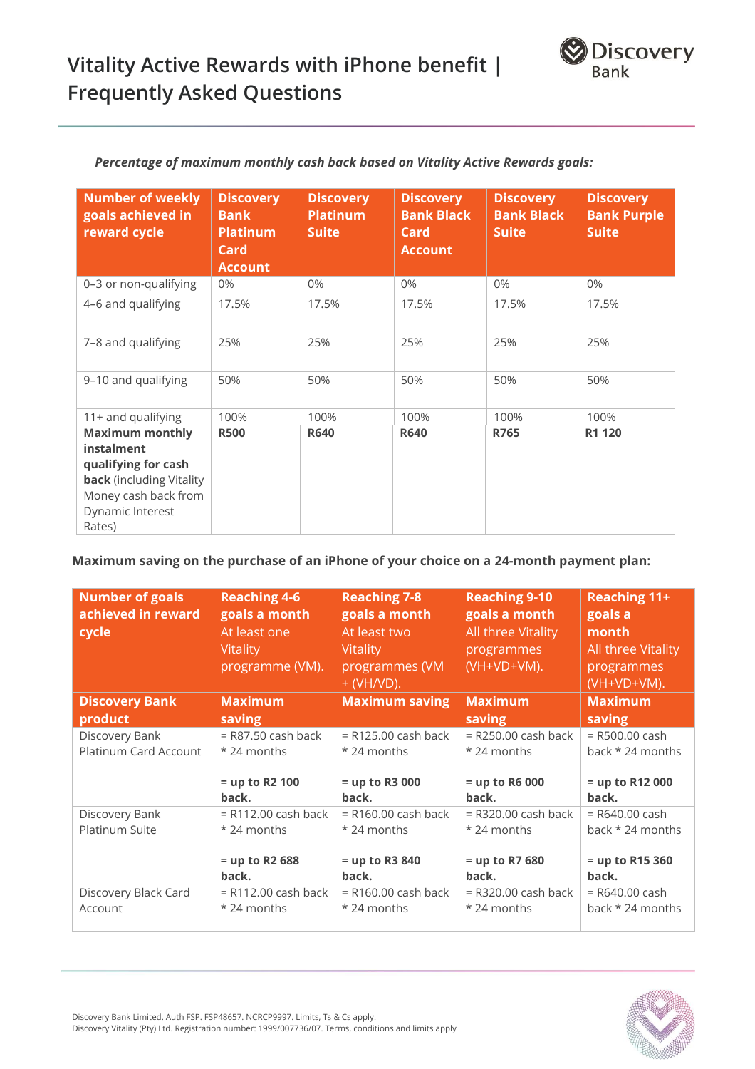*Percentage of maximum monthly cash back based on Vitality Active Rewards goals:*

| Number of weekly goals achieved in reward cycle | Discovery Bank Platinum Card Account | Discovery Platinum Suite | Discovery Bank Black Card Account | Discovery Bank Black Suite | Discovery Bank Purple Suite |
|---|---|---|---|---|---|
| 0–3 or non-qualifying | 0% | 0% | 0% | 0% | 0% |
| 4–6 and qualifying | 17.5% | 17.5% | 17.5% | 17.5% | 17.5% |
| 7–8 and qualifying | 25% | 25% | 25% | 25% | 25% |
| 9–10 and qualifying | 50% | 50% | 50% | 50% | 50% |
| 11+ and qualifying | 100% | 100% | 100% | 100% | 100% |
| **Maximum monthly instalment qualifying for cash back** (including Vitality Money cash back from Dynamic Interest Rates) | **R500** | **R640** | **R640** | **R765** | **R1 120** |

**Maximum saving on the purchase of an iPhone of your choice on a 24-month payment plan:**

| Number of goals achieved in reward cycle | Reaching 4-6 goals a month At least one Vitality programme (VM). | Reaching 7-8 goals a month At least two Vitality programmes (VM + (VH/VD). | Reaching 9-10 goals a month All three Vitality programmes (VH+VD+VM). | Reaching 11+ goals a month All three Vitality programmes (VH+VD+VM). |
|---|---|---|---|---|
| **Discovery Bank product** | **Maximum saving** | **Maximum saving** | **Maximum saving** | **Maximum saving** |
| Discovery Bank Platinum Card Account | = R87.50 cash back * 24 months<br><br>**= up to R2 100 back.** | = R125.00 cash back * 24 months<br><br>**= up to R3 000 back.** | = R250.00 cash back * 24 months<br><br>**= up to R6 000 back.** | = R500.00 cash back * 24 months<br><br>**= up to R12 000 back.** |
| Discovery Bank Platinum Suite | = R112.00 cash back * 24 months<br><br>**= up to R2 688 back.** | = R160.00 cash back * 24 months<br><br>**= up to R3 840 back.** | = R320.00 cash back * 24 months<br><br>**= up to R7 680 back.** | = R640.00 cash back * 24 months<br><br>**= up to R15 360 back.** |
| Discovery Black Card Account | = R112.00 cash back * 24 months | = R160.00 cash back * 24 months | = R320.00 cash back * 24 months | = R640.00 cash back * 24 months |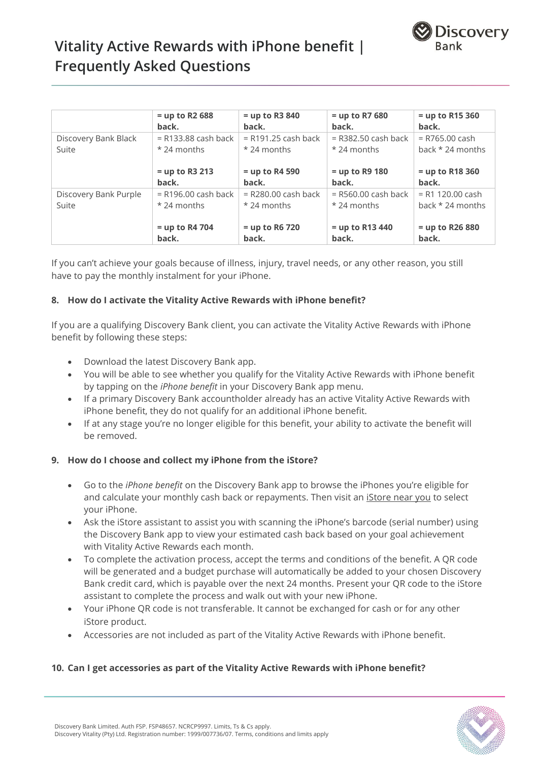|  | = up to R2 688 back. | = up to R3 840 back. | = up to R7 680 back. | = up to R15 360 back. |
| --- | --- | --- | --- | --- |
| Discovery Bank Black Suite | = R133.88 cash back * 24 months<br><br>**= up to R3 213 back.** | = R191.25 cash back * 24 months<br><br>**= up to R4 590 back.** | = R382.50 cash back * 24 months<br><br>**= up to R9 180 back.** | = R765.00 cash back * 24 months<br><br>**= up to R18 360 back.** |
| Discovery Bank Purple Suite | = R196.00 cash back * 24 months<br><br>**= up to R4 704 back.** | = R280.00 cash back * 24 months<br><br>**= up to R6 720 back.** | = R560.00 cash back * 24 months<br><br>**= up to R13 440 back.** | = R1 120.00 cash back * 24 months<br><br>**= up to R26 880 back.** |

If you can't achieve your goals because of illness, injury, travel needs, or any other reason, you still have to pay the monthly instalment for your iPhone.

**8. How do I activate the Vitality Active Rewards with iPhone benefit?**

If you are a qualifying Discovery Bank client, you can activate the Vitality Active Rewards with iPhone benefit by following these steps:

- Download the latest Discovery Bank app.
- You will be able to see whether you qualify for the Vitality Active Rewards with iPhone benefit by tapping on the *iPhone benefit* in your Discovery Bank app menu.
- If a primary Discovery Bank accountholder already has an active Vitality Active Rewards with iPhone benefit, they do not qualify for an additional iPhone benefit.
- If at any stage you're no longer eligible for this benefit, your ability to activate the benefit will be removed.

**9. How do I choose and collect my iPhone from the iStore?**

- Go to the *iPhone benefit* on the Discovery Bank app to browse the iPhones you're eligible for and calculate your monthly cash back or repayments. Then visit an iStore near you to select your iPhone.
- Ask the iStore assistant to assist you with scanning the iPhone's barcode (serial number) using the Discovery Bank app to view your estimated cash back based on your goal achievement with Vitality Active Rewards each month.
- To complete the activation process, accept the terms and conditions of the benefit. A QR code will be generated and a budget purchase will automatically be added to your chosen Discovery Bank credit card, which is payable over the next 24 months. Present your QR code to the iStore assistant to complete the process and walk out with your new iPhone.
- Your iPhone QR code is not transferable. It cannot be exchanged for cash or for any other iStore product.
- Accessories are not included as part of the Vitality Active Rewards with iPhone benefit.

**10. Can I get accessories as part of the Vitality Active Rewards with iPhone benefit?**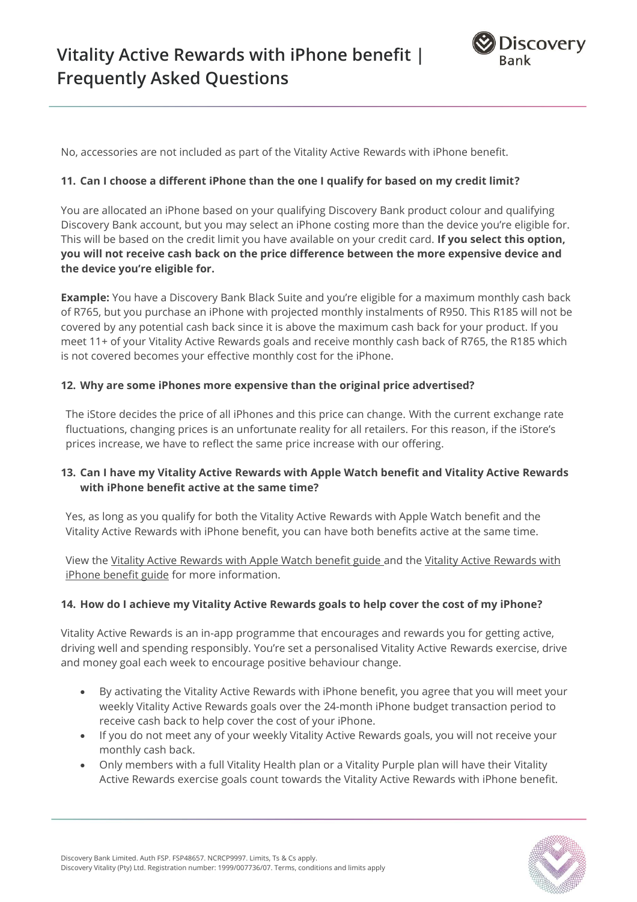No, accessories are not included as part of the Vitality Active Rewards with iPhone benefit.

**11. Can I choose a different iPhone than the one I qualify for based on my credit limit?**

You are allocated an iPhone based on your qualifying Discovery Bank product colour and qualifying Discovery Bank account, but you may select an iPhone costing more than the device you're eligible for. This will be based on the credit limit you have available on your credit card. **If you select this option, you will not receive cash back on the price difference between the more expensive device and the device you're eligible for.**

**Example:** You have a Discovery Bank Black Suite and you're eligible for a maximum monthly cash back of R765, but you purchase an iPhone with projected monthly instalments of R950. This R185 will not be covered by any potential cash back since it is above the maximum cash back for your product. If you meet 11+ of your Vitality Active Rewards goals and receive monthly cash back of R765, the R185 which is not covered becomes your effective monthly cost for the iPhone.

**12. Why are some iPhones more expensive than the original price advertised?**

The iStore decides the price of all iPhones and this price can change. With the current exchange rate fluctuations, changing prices is an unfortunate reality for all retailers. For this reason, if the iStore's prices increase, we have to reflect the same price increase with our offering.

**13. Can I have my Vitality Active Rewards with Apple Watch benefit and Vitality Active Rewards with iPhone benefit active at the same time?**

Yes, as long as you qualify for both the Vitality Active Rewards with Apple Watch benefit and the Vitality Active Rewards with iPhone benefit, you can have both benefits active at the same time.

View the Vitality Active Rewards with Apple Watch benefit guide and the Vitality Active Rewards with iPhone benefit guide for more information.

**14. How do I achieve my Vitality Active Rewards goals to help cover the cost of my iPhone?**

Vitality Active Rewards is an in-app programme that encourages and rewards you for getting active, driving well and spending responsibly. You're set a personalised Vitality Active Rewards exercise, drive and money goal each week to encourage positive behaviour change.

- By activating the Vitality Active Rewards with iPhone benefit, you agree that you will meet your weekly Vitality Active Rewards goals over the 24-month iPhone budget transaction period to receive cash back to help cover the cost of your iPhone.
- If you do not meet any of your weekly Vitality Active Rewards goals, you will not receive your monthly cash back.
- Only members with a full Vitality Health plan or a Vitality Purple plan will have their Vitality Active Rewards exercise goals count towards the Vitality Active Rewards with iPhone benefit.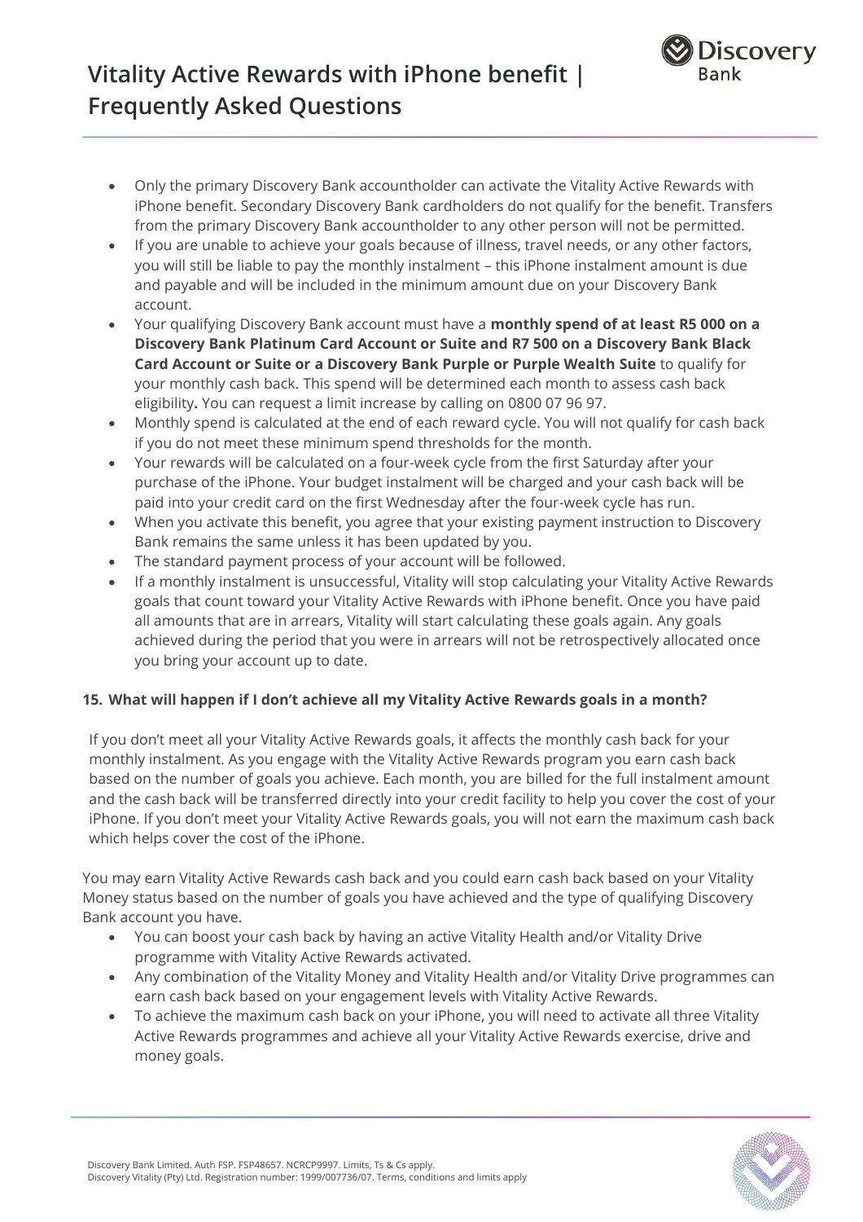- Only the primary Discovery Bank accountholder can activate the Vitality Active Rewards with iPhone benefit. Secondary Discovery Bank cardholders do not qualify for the benefit. Transfers from the primary Discovery Bank accountholder to any other person will not be permitted.
- If you are unable to achieve your goals because of illness, travel needs, or any other factors, you will still be liable to pay the monthly instalment – this iPhone instalment amount is due and payable and will be included in the minimum amount due on your Discovery Bank account.
- Your qualifying Discovery Bank account must have a **monthly spend of at least R5 000 on a Discovery Bank Platinum Card Account or Suite and R7 500 on a Discovery Bank Black Card Account or Suite or a Discovery Bank Purple or Purple Wealth Suite** to qualify for your monthly cash back. This spend will be determined each month to assess cash back eligibility**.** You can request a limit increase by calling on 0800 07 96 97.
- Monthly spend is calculated at the end of each reward cycle. You will not qualify for cash back if you do not meet these minimum spend thresholds for the month.
- Your rewards will be calculated on a four-week cycle from the first Saturday after your purchase of the iPhone. Your budget instalment will be charged and your cash back will be paid into your credit card on the first Wednesday after the four-week cycle has run.
- When you activate this benefit, you agree that your existing payment instruction to Discovery Bank remains the same unless it has been updated by you.
- The standard payment process of your account will be followed.
- If a monthly instalment is unsuccessful, Vitality will stop calculating your Vitality Active Rewards goals that count toward your Vitality Active Rewards with iPhone benefit. Once you have paid all amounts that are in arrears, Vitality will start calculating these goals again. Any goals achieved during the period that you were in arrears will not be retrospectively allocated once you bring your account up to date.

### 15. What will happen if I don't achieve all my Vitality Active Rewards goals in a month?

If you don't meet all your Vitality Active Rewards goals, it affects the monthly cash back for your monthly instalment. As you engage with the Vitality Active Rewards program you earn cash back based on the number of goals you achieve. Each month, you are billed for the full instalment amount and the cash back will be transferred directly into your credit facility to help you cover the cost of your iPhone. If you don't meet your Vitality Active Rewards goals, you will not earn the maximum cash back which helps cover the cost of the iPhone.

You may earn Vitality Active Rewards cash back and you could earn cash back based on your Vitality Money status based on the number of goals you have achieved and the type of qualifying Discovery Bank account you have.

- You can boost your cash back by having an active Vitality Health and/or Vitality Drive programme with Vitality Active Rewards activated.
- Any combination of the Vitality Money and Vitality Health and/or Vitality Drive programmes can earn cash back based on your engagement levels with Vitality Active Rewards.
- To achieve the maximum cash back on your iPhone, you will need to activate all three Vitality Active Rewards programmes and achieve all your Vitality Active Rewards exercise, drive and money goals.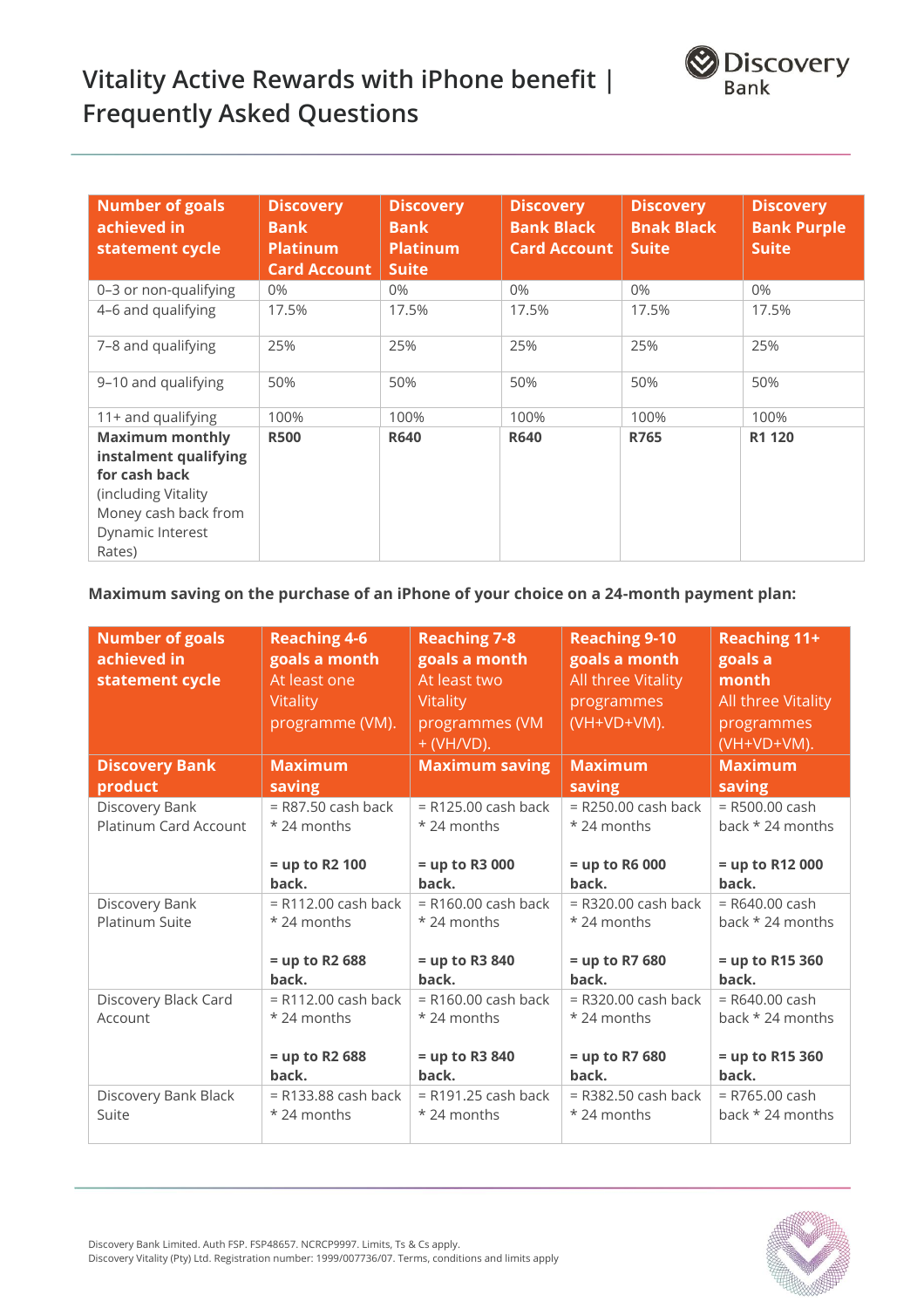# Vitality Active Rewards with iPhone benefit | Frequently Asked Questions

| Number of goals achieved in statement cycle | Discovery Bank Platinum Card Account | Discovery Bank Platinum Suite | Discovery Bank Black Card Account | Discovery Bnak Black Suite | Discovery Bank Purple Suite |
|---|---|---|---|---|---|
| 0–3 or non-qualifying | 0% | 0% | 0% | 0% | 0% |
| 4–6 and qualifying | 17.5% | 17.5% | 17.5% | 17.5% | 17.5% |
| 7–8 and qualifying | 25% | 25% | 25% | 25% | 25% |
| 9–10 and qualifying | 50% | 50% | 50% | 50% | 50% |
| 11+ and qualifying | 100% | 100% | 100% | 100% | 100% |
| **Maximum monthly instalment qualifying for cash back** (including Vitality Money cash back from Dynamic Interest Rates) | **R500** | **R640** | **R640** | **R765** | **R1 120** |

**Maximum saving on the purchase of an iPhone of your choice on a 24-month payment plan:**

| **Number of goals achieved in statement cycle** | **Reaching 4-6 goals a month** At least one Vitality programme (VM). | **Reaching 7-8 goals a month** At least two Vitality programmes (VM + (VH/VD). | **Reaching 9-10 goals a month** All three Vitality programmes (VH+VD+VM). | **Reaching 11+ goals a month** All three Vitality programmes (VH+VD+VM). |
|---|---|---|---|---|
| **Discovery Bank product** | **Maximum saving** | **Maximum saving** | **Maximum saving** | **Maximum saving** |
| Discovery Bank Platinum Card Account | = R87.50 cash back * 24 months<br><br>**= up to R2 100 back.** | = R125.00 cash back * 24 months<br><br>**= up to R3 000 back.** | = R250.00 cash back * 24 months<br><br>**= up to R6 000 back.** | = R500.00 cash back * 24 months<br><br>**= up to R12 000 back.** |
| Discovery Bank Platinum Suite | = R112.00 cash back * 24 months<br><br>**= up to R2 688 back.** | = R160.00 cash back * 24 months<br><br>**= up to R3 840 back.** | = R320.00 cash back * 24 months<br><br>**= up to R7 680 back.** | = R640.00 cash back * 24 months<br><br>**= up to R15 360 back.** |
| Discovery Black Card Account | = R112.00 cash back * 24 months<br><br>**= up to R2 688 back.** | = R160.00 cash back * 24 months<br><br>**= up to R3 840 back.** | = R320.00 cash back * 24 months<br><br>**= up to R7 680 back.** | = R640.00 cash back * 24 months<br><br>**= up to R15 360 back.** |
| Discovery Bank Black Suite | = R133.88 cash back * 24 months | = R191.25 cash back * 24 months | = R382.50 cash back * 24 months | = R765.00 cash back * 24 months |

Discovery Bank Limited. Auth FSP. FSP48657. NCRCP9997. Limits, Ts & Cs apply.
Discovery Vitality (Pty) Ltd. Registration number: 1999/007736/07. Terms, conditions and limits apply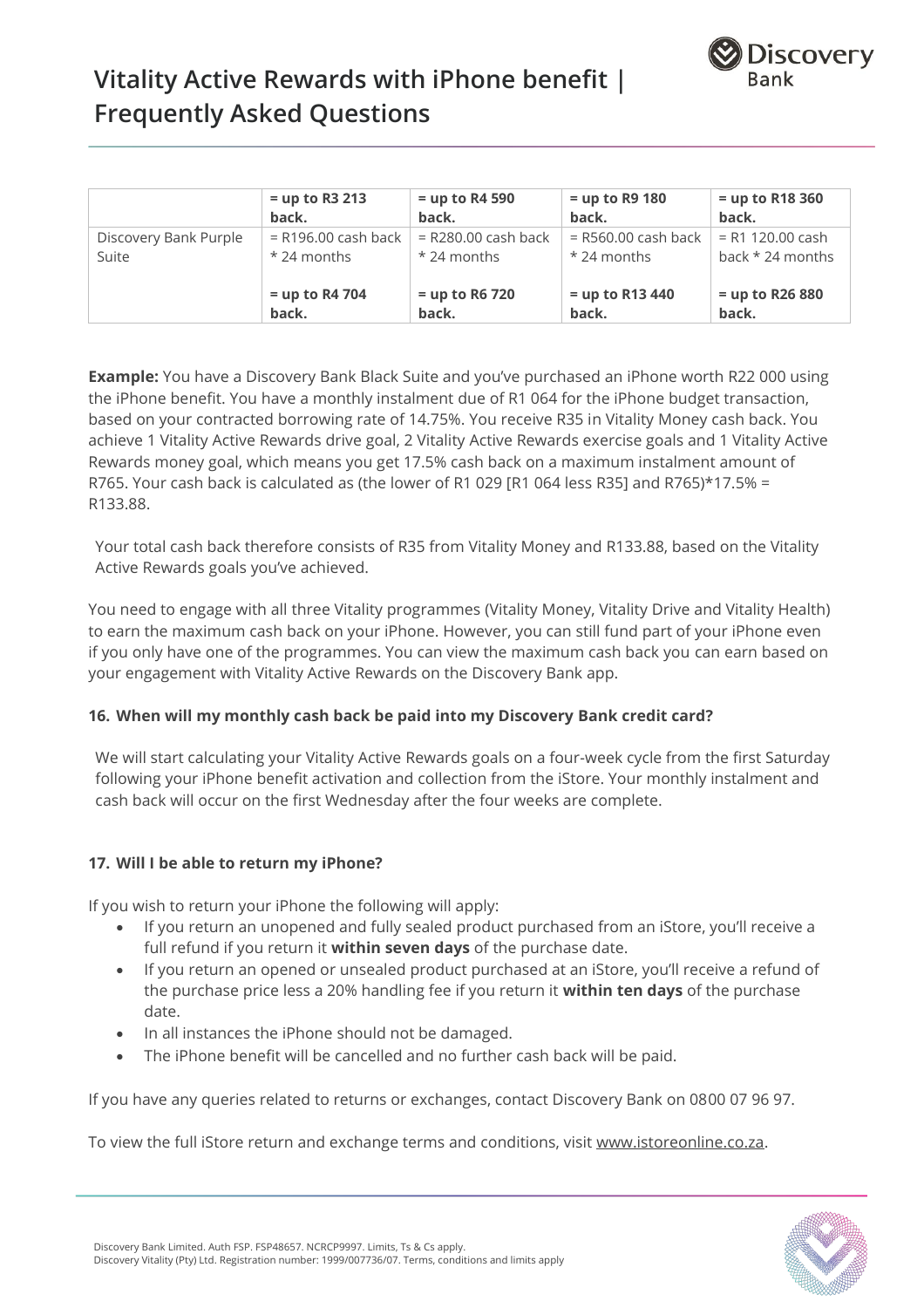| | = up to R3 213 back. | = up to R4 590 back. | = up to R9 180 back. | = up to R18 360 back. |
|---|---|---|---|---|
| Discovery Bank Purple Suite | = R196.00 cash back * 24 months<br><br>**= up to R4 704 back.** | = R280.00 cash back * 24 months<br><br>**= up to R6 720 back.** | = R560.00 cash back * 24 months<br><br>**= up to R13 440 back.** | = R1 120.00 cash back * 24 months<br><br>**= up to R26 880 back.** |

**Example:** You have a Discovery Bank Black Suite and you've purchased an iPhone worth R22 000 using the iPhone benefit. You have a monthly instalment due of R1 064 for the iPhone budget transaction, based on your contracted borrowing rate of 14.75%. You receive R35 in Vitality Money cash back. You achieve 1 Vitality Active Rewards drive goal, 2 Vitality Active Rewards exercise goals and 1 Vitality Active Rewards money goal, which means you get 17.5% cash back on a maximum instalment amount of R765. Your cash back is calculated as (the lower of R1 029 [R1 064 less R35] and R765)*17.5% = R133.88.

Your total cash back therefore consists of R35 from Vitality Money and R133.88, based on the Vitality Active Rewards goals you've achieved.

You need to engage with all three Vitality programmes (Vitality Money, Vitality Drive and Vitality Health) to earn the maximum cash back on your iPhone. However, you can still fund part of your iPhone even if you only have one of the programmes. You can view the maximum cash back you can earn based on your engagement with Vitality Active Rewards on the Discovery Bank app.

### 16. When will my monthly cash back be paid into my Discovery Bank credit card?

We will start calculating your Vitality Active Rewards goals on a four-week cycle from the first Saturday following your iPhone benefit activation and collection from the iStore. Your monthly instalment and cash back will occur on the first Wednesday after the four weeks are complete.

### 17. Will I be able to return my iPhone?

If you wish to return your iPhone the following will apply:

- If you return an unopened and fully sealed product purchased from an iStore, you'll receive a full refund if you return it **within seven days** of the purchase date.
- If you return an opened or unsealed product purchased at an iStore, you'll receive a refund of the purchase price less a 20% handling fee if you return it **within ten days** of the purchase date.
- In all instances the iPhone should not be damaged.
- The iPhone benefit will be cancelled and no further cash back will be paid.

If you have any queries related to returns or exchanges, contact Discovery Bank on 0800 07 96 97.

To view the full iStore return and exchange terms and conditions, visit www.istoreonline.co.za.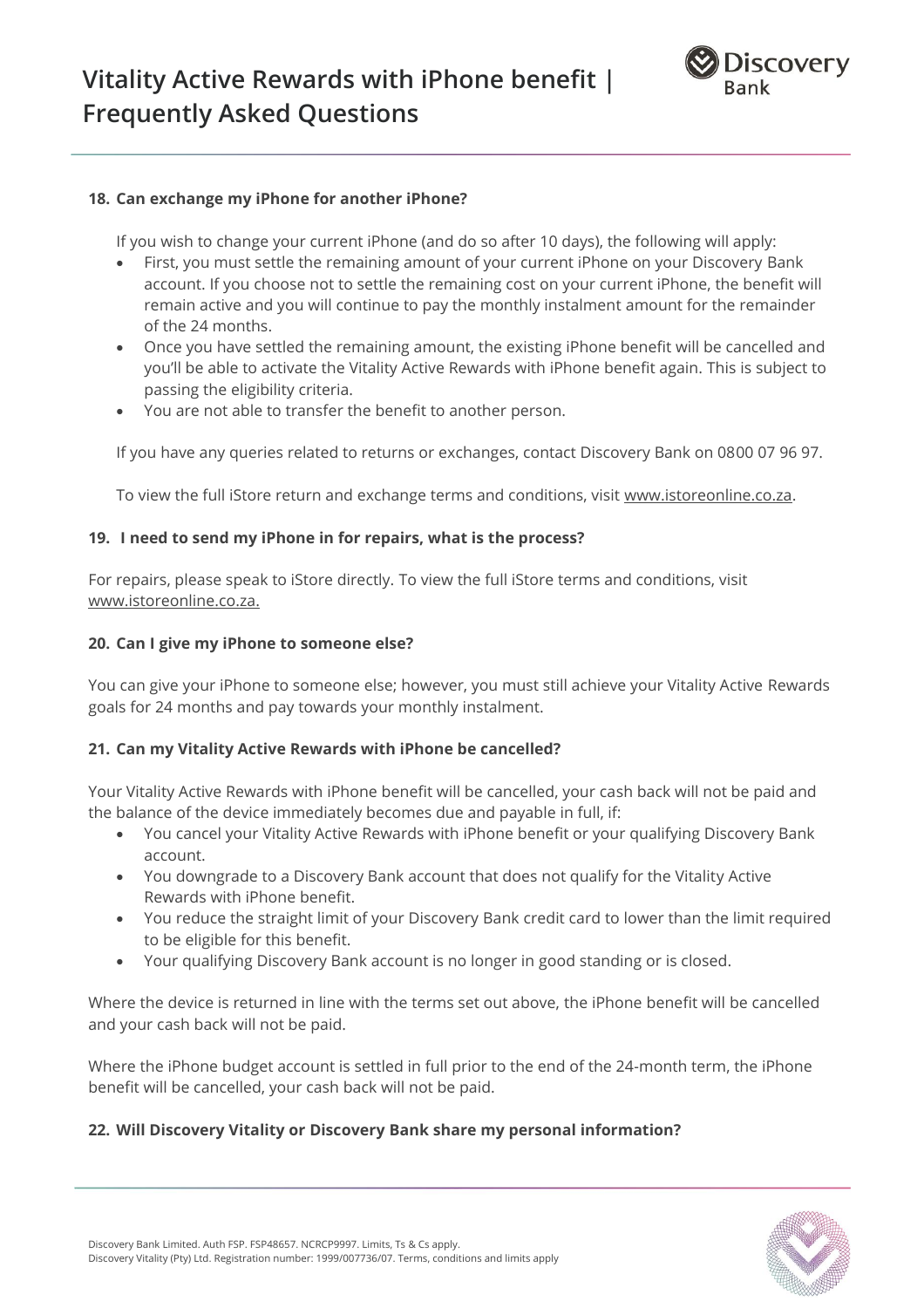**18. Can exchange my iPhone for another iPhone?**

If you wish to change your current iPhone (and do so after 10 days), the following will apply:

- First, you must settle the remaining amount of your current iPhone on your Discovery Bank account. If you choose not to settle the remaining cost on your current iPhone, the benefit will remain active and you will continue to pay the monthly instalment amount for the remainder of the 24 months.
- Once you have settled the remaining amount, the existing iPhone benefit will be cancelled and you'll be able to activate the Vitality Active Rewards with iPhone benefit again. This is subject to passing the eligibility criteria.
- You are not able to transfer the benefit to another person.

If you have any queries related to returns or exchanges, contact Discovery Bank on 0800 07 96 97.

To view the full iStore return and exchange terms and conditions, visit www.istoreonline.co.za.

**19. I need to send my iPhone in for repairs, what is the process?**

For repairs, please speak to iStore directly. To view the full iStore terms and conditions, visit www.istoreonline.co.za.

**20. Can I give my iPhone to someone else?**

You can give your iPhone to someone else; however, you must still achieve your Vitality Active Rewards goals for 24 months and pay towards your monthly instalment.

**21. Can my Vitality Active Rewards with iPhone be cancelled?**

Your Vitality Active Rewards with iPhone benefit will be cancelled, your cash back will not be paid and the balance of the device immediately becomes due and payable in full, if:

- You cancel your Vitality Active Rewards with iPhone benefit or your qualifying Discovery Bank account.
- You downgrade to a Discovery Bank account that does not qualify for the Vitality Active Rewards with iPhone benefit.
- You reduce the straight limit of your Discovery Bank credit card to lower than the limit required to be eligible for this benefit.
- Your qualifying Discovery Bank account is no longer in good standing or is closed.

Where the device is returned in line with the terms set out above, the iPhone benefit will be cancelled and your cash back will not be paid.

Where the iPhone budget account is settled in full prior to the end of the 24-month term, the iPhone benefit will be cancelled, your cash back will not be paid.

**22. Will Discovery Vitality or Discovery Bank share my personal information?**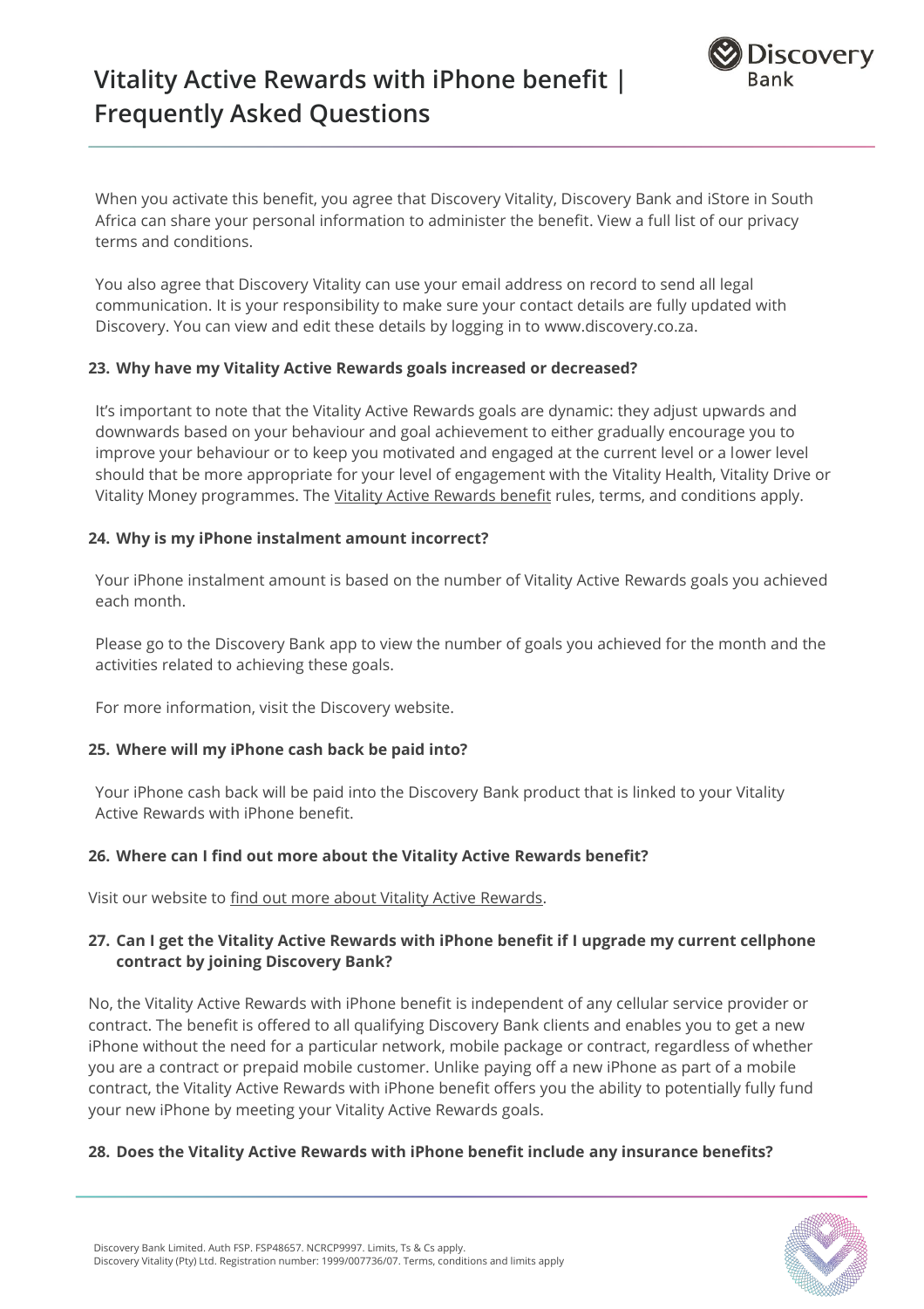When you activate this benefit, you agree that Discovery Vitality, Discovery Bank and iStore in South Africa can share your personal information to administer the benefit. View a full list of our privacy terms and conditions.

You also agree that Discovery Vitality can use your email address on record to send all legal communication. It is your responsibility to make sure your contact details are fully updated with Discovery. You can view and edit these details by logging in to www.discovery.co.za.

**23. Why have my Vitality Active Rewards goals increased or decreased?**

It's important to note that the Vitality Active Rewards goals are dynamic: they adjust upwards and downwards based on your behaviour and goal achievement to either gradually encourage you to improve your behaviour or to keep you motivated and engaged at the current level or a lower level should that be more appropriate for your level of engagement with the Vitality Health, Vitality Drive or Vitality Money programmes. The Vitality Active Rewards benefit rules, terms, and conditions apply.

**24. Why is my iPhone instalment amount incorrect?**

Your iPhone instalment amount is based on the number of Vitality Active Rewards goals you achieved each month.

Please go to the Discovery Bank app to view the number of goals you achieved for the month and the activities related to achieving these goals.

For more information, visit the Discovery website.

**25. Where will my iPhone cash back be paid into?**

Your iPhone cash back will be paid into the Discovery Bank product that is linked to your Vitality Active Rewards with iPhone benefit.

**26. Where can I find out more about the Vitality Active Rewards benefit?**

Visit our website to find out more about Vitality Active Rewards.

**27. Can I get the Vitality Active Rewards with iPhone benefit if I upgrade my current cellphone contract by joining Discovery Bank?**

No, the Vitality Active Rewards with iPhone benefit is independent of any cellular service provider or contract. The benefit is offered to all qualifying Discovery Bank clients and enables you to get a new iPhone without the need for a particular network, mobile package or contract, regardless of whether you are a contract or prepaid mobile customer. Unlike paying off a new iPhone as part of a mobile contract, the Vitality Active Rewards with iPhone benefit offers you the ability to potentially fully fund your new iPhone by meeting your Vitality Active Rewards goals.

**28. Does the Vitality Active Rewards with iPhone benefit include any insurance benefits?**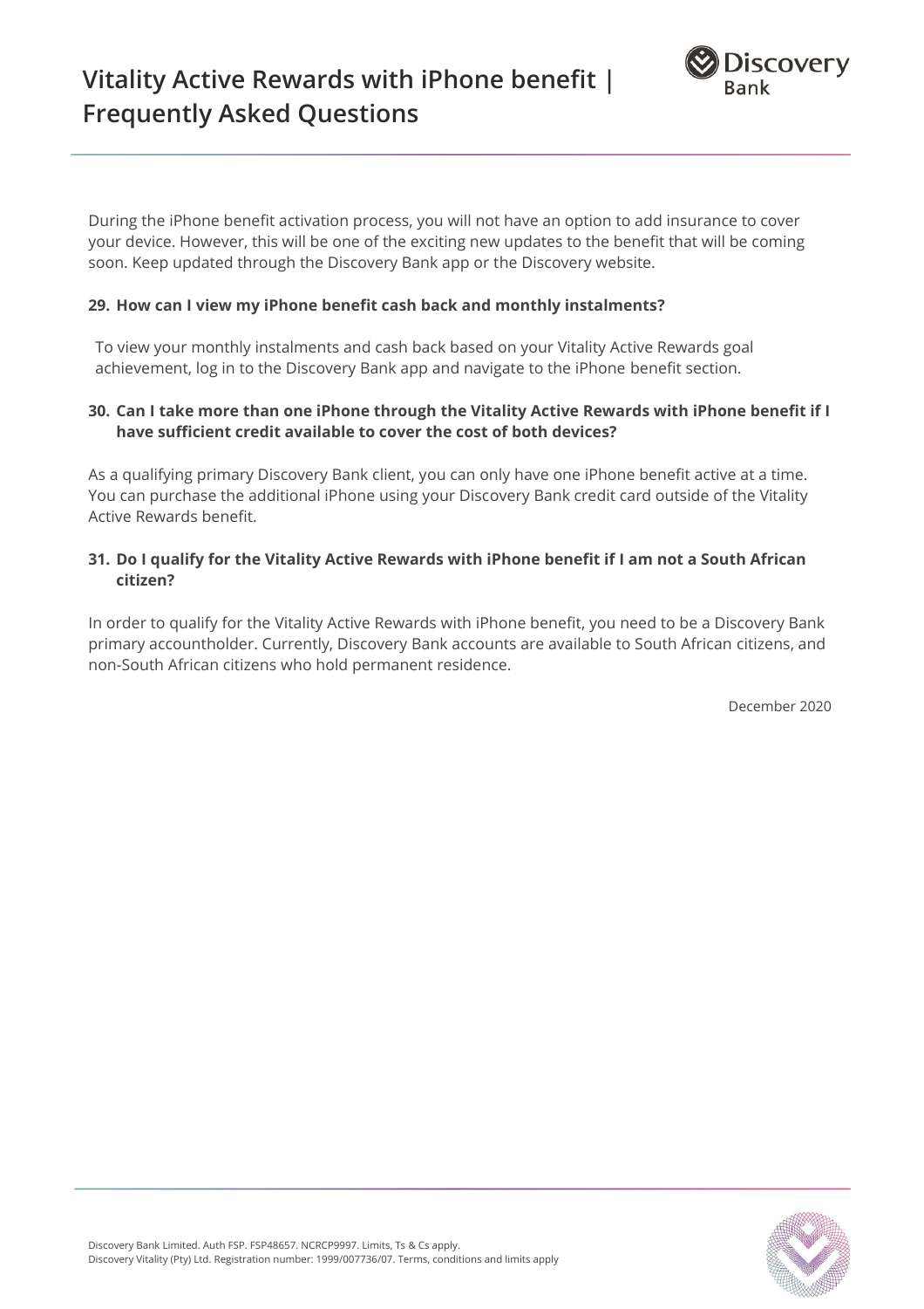During the iPhone benefit activation process, you will not have an option to add insurance to cover your device. However, this will be one of the exciting new updates to the benefit that will be coming soon. Keep updated through the Discovery Bank app or the Discovery website.

**29. How can I view my iPhone benefit cash back and monthly instalments?**

To view your monthly instalments and cash back based on your Vitality Active Rewards goal achievement, log in to the Discovery Bank app and navigate to the iPhone benefit section.

**30. Can I take more than one iPhone through the Vitality Active Rewards with iPhone benefit if I have sufficient credit available to cover the cost of both devices?**

As a qualifying primary Discovery Bank client, you can only have one iPhone benefit active at a time. You can purchase the additional iPhone using your Discovery Bank credit card outside of the Vitality Active Rewards benefit.

**31. Do I qualify for the Vitality Active Rewards with iPhone benefit if I am not a South African citizen?**

In order to qualify for the Vitality Active Rewards with iPhone benefit, you need to be a Discovery Bank primary accountholder. Currently, Discovery Bank accounts are available to South African citizens, and non-South African citizens who hold permanent residence.

December 2020